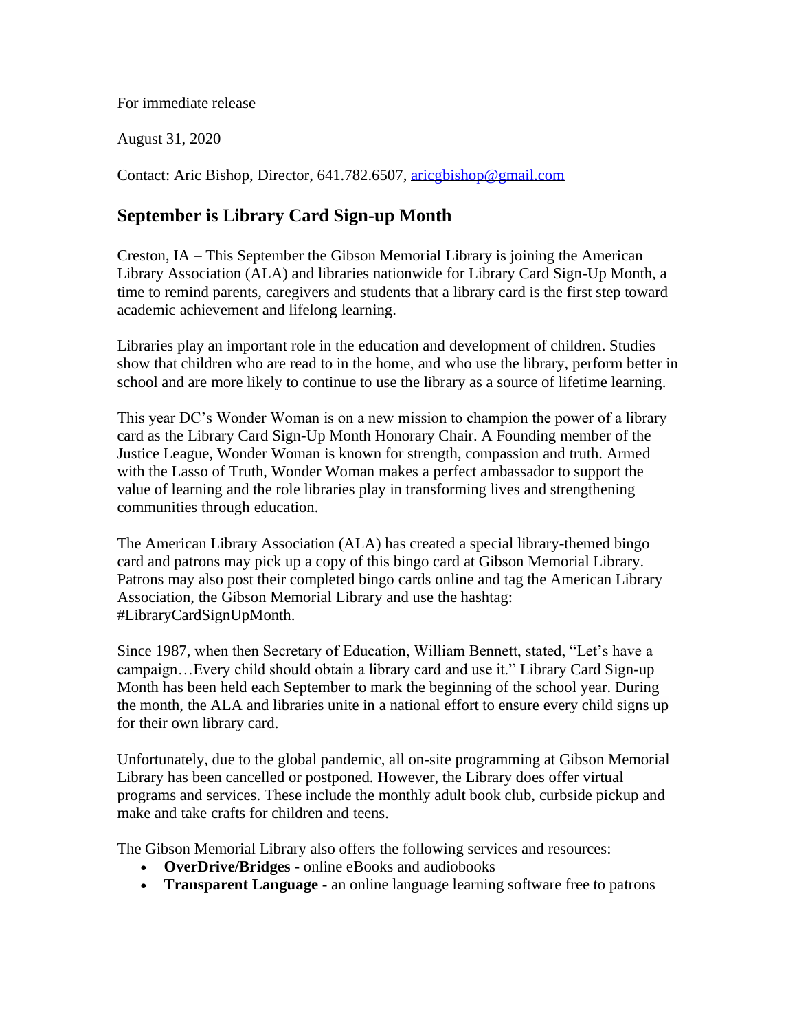For immediate release

August 31, 2020

Contact: Aric Bishop, Director, 641.782.6507, aricgbishop@gmail.com

## September is Library Card Sign-up Month

Creston, IA – This September the Gibson Memorial Library is joining the American Library Association (ALA) and libraries nationwide for Library Card Sign-Up Month, a time to remind parents, caregivers and students that a library card is the first step toward academic achievement and lifelong learning.

Libraries play an important role in the education and development of children. Studies show that children who are read to in the home, and who use the library, perform better in school and are more likely to continue to use the library as a source of lifetime learning.

This year DC's Wonder Woman is on a new mission to champion the power of a library card as the Library Card Sign-Up Month Honorary Chair. A Founding member of the Justice League, Wonder Woman is known for strength, compassion and truth. Armed with the Lasso of Truth, Wonder Woman makes a perfect ambassador to support the value of learning and the role libraries play in transforming lives and strengthening communities through education.

The American Library Association (ALA) has created a special library-themed bingo card and patrons may pick up a copy of this bingo card at Gibson Memorial Library. Patrons may also post their completed bingo cards online and tag the American Library Association, the Gibson Memorial Library and use the hashtag: #LibraryCardSignUpMonth.

Since 1987, when then Secretary of Education, William Bennett, stated, "Let's have a campaign…Every child should obtain a library card and use it." Library Card Sign-up Month has been held each September to mark the beginning of the school year. During the month, the ALA and libraries unite in a national effort to ensure every child signs up for their own library card.

Unfortunately, due to the global pandemic, all on-site programming at Gibson Memorial Library has been cancelled or postponed. However, the Library does offer virtual programs and services. These include the monthly adult book club, curbside pickup and make and take crafts for children and teens.

The Gibson Memorial Library also offers the following services and resources:

- **OverDrive/Bridges** - online eBooks and audiobooks
- **Transparent Language** - an online language learning software free to patrons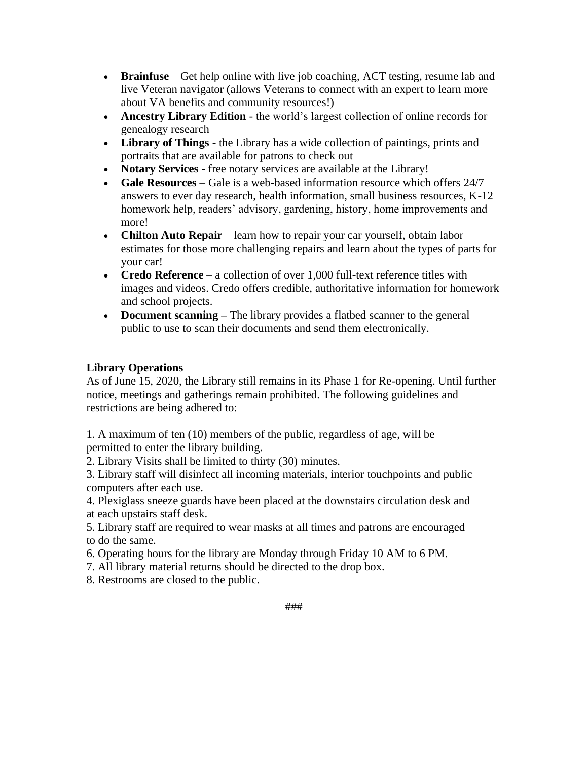- **Brainfuse** – Get help online with live job coaching, ACT testing, resume lab and live Veteran navigator (allows Veterans to connect with an expert to learn more about VA benefits and community resources!)
- **Ancestry Library Edition** - the world's largest collection of online records for genealogy research
- **Library of Things** - the Library has a wide collection of paintings, prints and portraits that are available for patrons to check out
- **Notary Services** - free notary services are available at the Library!
- **Gale Resources** – Gale is a web-based information resource which offers 24/7 answers to ever day research, health information, small business resources, K-12 homework help, readers' advisory, gardening, history, home improvements and more!
- **Chilton Auto Repair** – learn how to repair your car yourself, obtain labor estimates for those more challenging repairs and learn about the types of parts for your car!
- **Credo Reference** – a collection of over 1,000 full-text reference titles with images and videos. Credo offers credible, authoritative information for homework and school projects.
- **Document scanning –** The library provides a flatbed scanner to the general public to use to scan their documents and send them electronically.

**Library Operations**

As of June 15, 2020, the Library still remains in its Phase 1 for Re-opening. Until further notice, meetings and gatherings remain prohibited. The following guidelines and restrictions are being adhered to:

1. A maximum of ten (10) members of the public, regardless of age, will be permitted to enter the library building.
2. Library Visits shall be limited to thirty (30) minutes.
3. Library staff will disinfect all incoming materials, interior touchpoints and public computers after each use.
4. Plexiglass sneeze guards have been placed at the downstairs circulation desk and at each upstairs staff desk.
5. Library staff are required to wear masks at all times and patrons are encouraged to do the same.
6. Operating hours for the library are Monday through Friday 10 AM to 6 PM.
7. All library material returns should be directed to the drop box.
8. Restrooms are closed to the public.

###